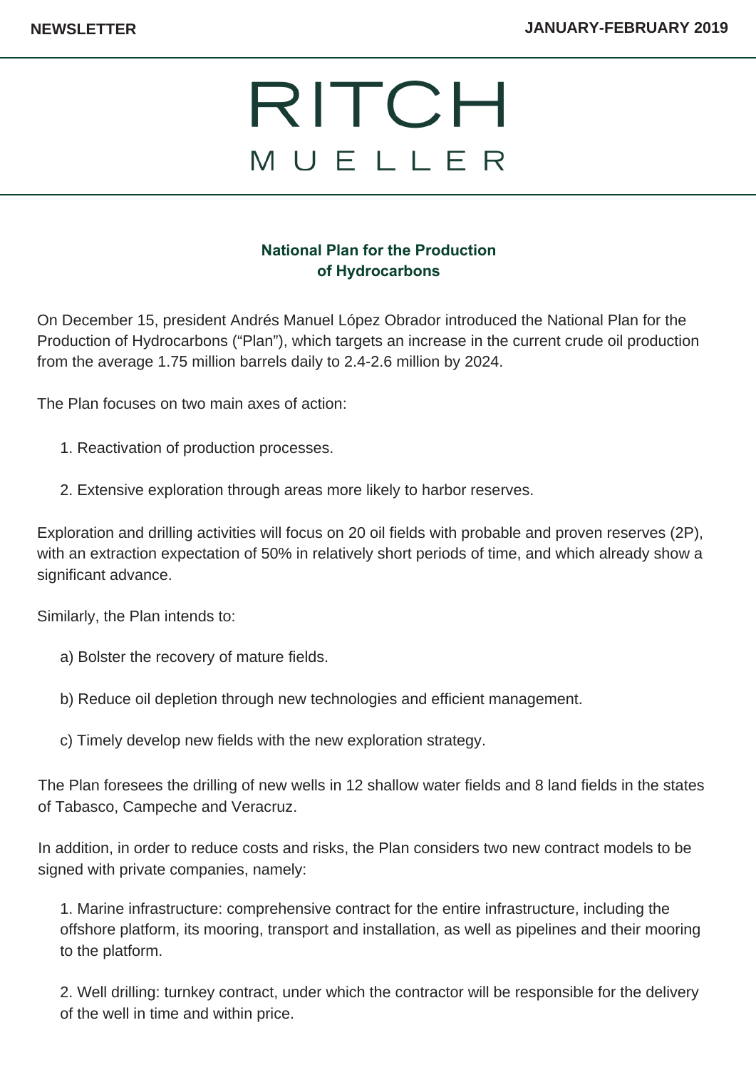NEWSLETTER

JANUARY-FEBRUARY 2019

# RITCH MUELLER

## National Plan for the Production of Hydrocarbons

On December 15, president Andrés Manuel López Obrador introduced the National Plan for the Production of Hydrocarbons ("Plan"), which targets an increase in the current crude oil production from the average 1.75 million barrels daily to 2.4-2.6 million by 2024.

The Plan focuses on two main axes of action:

1. Reactivation of production processes.

2. Extensive exploration through areas more likely to harbor reserves.

Exploration and drilling activities will focus on 20 oil fields with probable and proven reserves (2P), with an extraction expectation of 50% in relatively short periods of time, and which already show a significant advance.

Similarly, the Plan intends to:

a) Bolster the recovery of mature fields.

b) Reduce oil depletion through new technologies and efficient management.

c) Timely develop new fields with the new exploration strategy.

The Plan foresees the drilling of new wells in 12 shallow water fields and 8 land fields in the states of Tabasco, Campeche and Veracruz.

In addition, in order to reduce costs and risks, the Plan considers two new contract models to be signed with private companies, namely:

1. Marine infrastructure: comprehensive contract for the entire infrastructure, including the offshore platform, its mooring, transport and installation, as well as pipelines and their mooring to the platform.

2. Well drilling: turnkey contract, under which the contractor will be responsible for the delivery of the well in time and within price.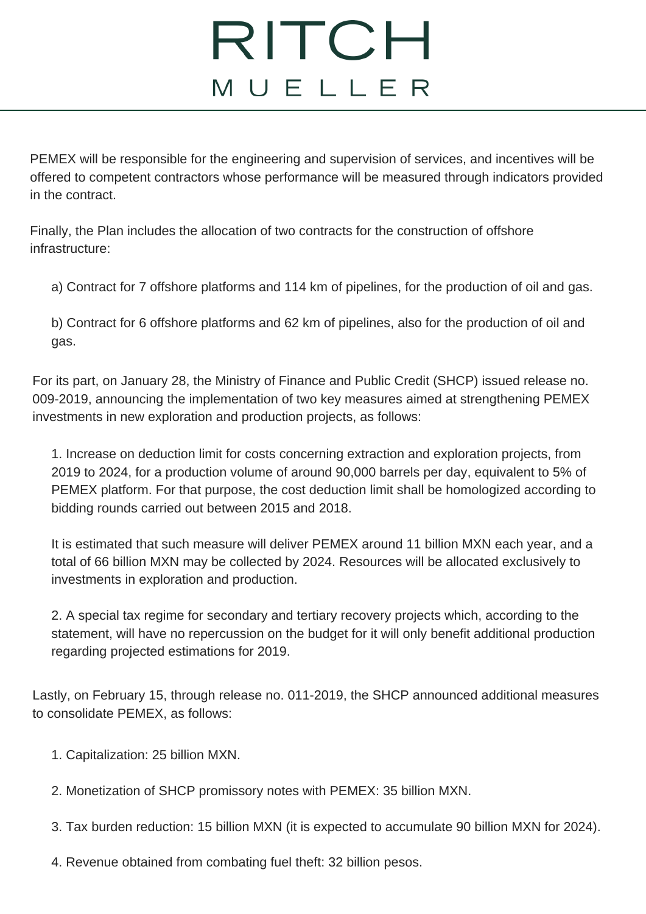PEMEX will be responsible for the engineering and supervision of services, and incentives will be offered to competent contractors whose performance will be measured through indicators provided in the contract.

Finally, the Plan includes the allocation of two contracts for the construction of offshore infrastructure:

a) Contract for 7 offshore platforms and 114 km of pipelines, for the production of oil and gas.

b) Contract for 6 offshore platforms and 62 km of pipelines, also for the production of oil and gas.

For its part, on January 28, the Ministry of Finance and Public Credit (SHCP) issued release no. 009-2019, announcing the implementation of two key measures aimed at strengthening PEMEX investments in new exploration and production projects, as follows:

1. Increase on deduction limit for costs concerning extraction and exploration projects, from 2019 to 2024, for a production volume of around 90,000 barrels per day, equivalent to 5% of PEMEX platform. For that purpose, the cost deduction limit shall be homologized according to bidding rounds carried out between 2015 and 2018.

   It is estimated that such measure will deliver PEMEX around 11 billion MXN each year, and a total of 66 billion MXN may be collected by 2024. Resources will be allocated exclusively to investments in exploration and production.

2. A special tax regime for secondary and tertiary recovery projects which, according to the statement, will have no repercussion on the budget for it will only benefit additional production regarding projected estimations for 2019.

Lastly, on February 15, through release no. 011-2019, the SHCP announced additional measures to consolidate PEMEX, as follows:

1. Capitalization: 25 billion MXN.

2. Monetization of SHCP promissory notes with PEMEX: 35 billion MXN.

3. Tax burden reduction: 15 billion MXN (it is expected to accumulate 90 billion MXN for 2024).

4. Revenue obtained from combating fuel theft: 32 billion pesos.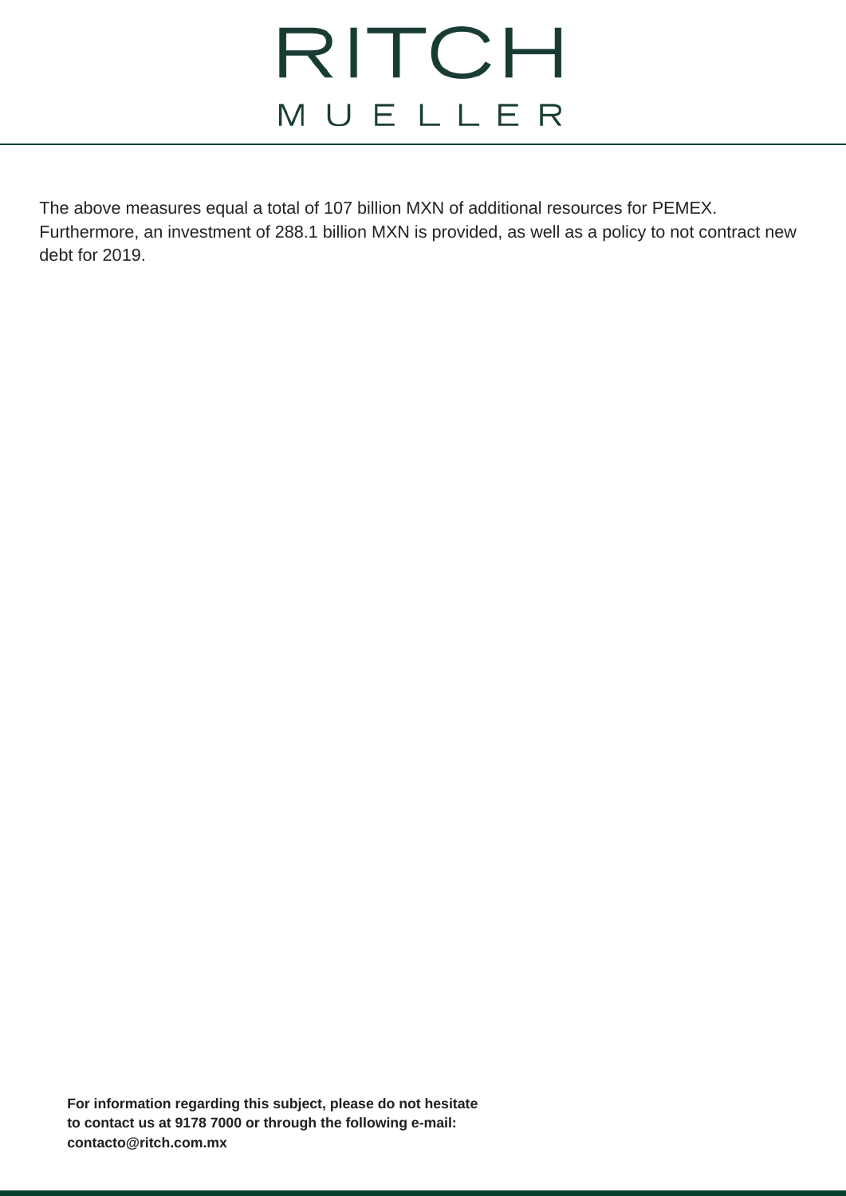The above measures equal a total of 107 billion MXN of additional resources for PEMEX. Furthermore, an investment of 288.1 billion MXN is provided, as well as a policy to not contract new debt for 2019.

**For information regarding this subject, please do not hesitate to contact us at 9178 7000 or through the following e-mail: contacto@ritch.com.mx**